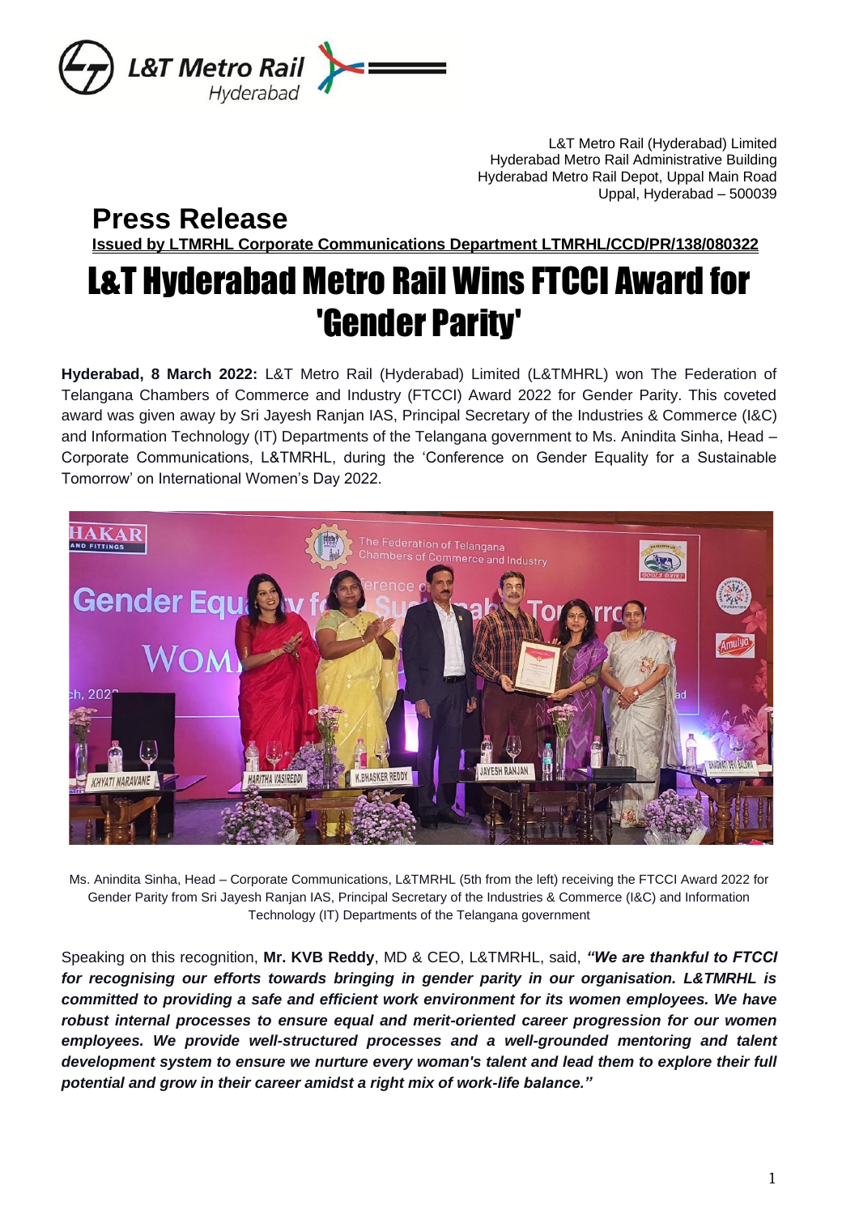L&T Metro Rail (Hyderabad) Limited
Hyderabad Metro Rail Administrative Building
Hyderabad Metro Rail Depot, Uppal Main Road
Uppal, Hyderabad – 500039

## Press Release

**Issued by LTMRHL Corporate Communications Department LTMRHL/CCD/PR/138/080322**

# L&T Hyderabad Metro Rail Wins FTCCI Award for 'Gender Parity'

**Hyderabad, 8 March 2022:** L&T Metro Rail (Hyderabad) Limited (L&TMHRL) won The Federation of Telangana Chambers of Commerce and Industry (FTCCI) Award 2022 for Gender Parity. This coveted award was given away by Sri Jayesh Ranjan IAS, Principal Secretary of the Industries & Commerce (I&C) and Information Technology (IT) Departments of the Telangana government to Ms. Anindita Sinha, Head – Corporate Communications, L&TMRHL, during the 'Conference on Gender Equality for a Sustainable Tomorrow' on International Women's Day 2022.

Ms. Anindita Sinha, Head – Corporate Communications, L&TMRHL (5th from the left) receiving the FTCCI Award 2022 for Gender Parity from Sri Jayesh Ranjan IAS, Principal Secretary of the Industries & Commerce (I&C) and Information Technology (IT) Departments of the Telangana government

Speaking on this recognition, **Mr. KVB Reddy**, MD & CEO, L&TMRHL, said, ***"We are thankful to FTCCI for recognising our efforts towards bringing in gender parity in our organisation. L&TMRHL is committed to providing a safe and efficient work environment for its women employees. We have robust internal processes to ensure equal and merit-oriented career progression for our women employees. We provide well-structured processes and a well-grounded mentoring and talent development system to ensure we nurture every woman's talent and lead them to explore their full potential and grow in their career amidst a right mix of work-life balance."***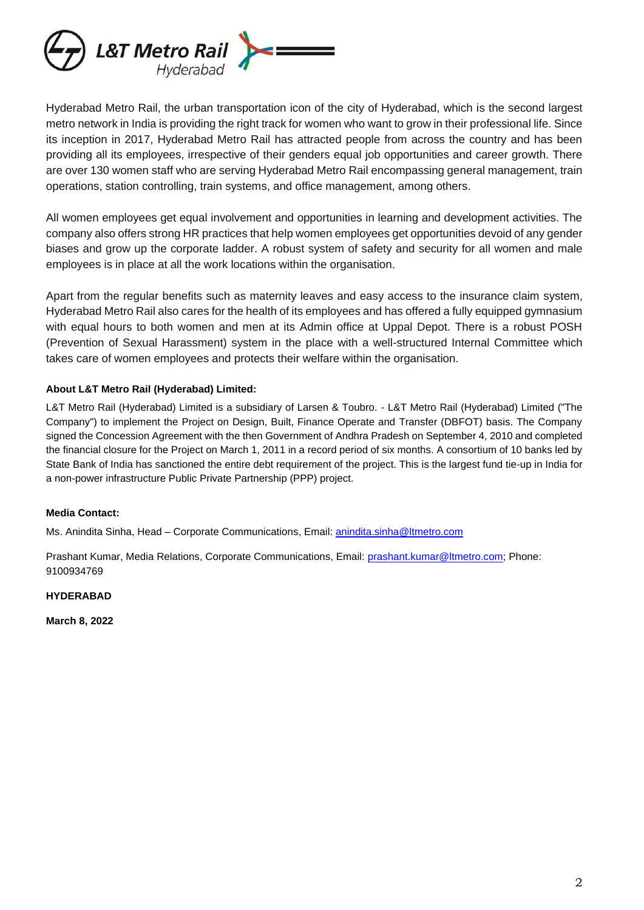Hyderabad Metro Rail, the urban transportation icon of the city of Hyderabad, which is the second largest metro network in India is providing the right track for women who want to grow in their professional life. Since its inception in 2017, Hyderabad Metro Rail has attracted people from across the country and has been providing all its employees, irrespective of their genders equal job opportunities and career growth. There are over 130 women staff who are serving Hyderabad Metro Rail encompassing general management, train operations, station controlling, train systems, and office management, among others.

All women employees get equal involvement and opportunities in learning and development activities. The company also offers strong HR practices that help women employees get opportunities devoid of any gender biases and grow up the corporate ladder. A robust system of safety and security for all women and male employees is in place at all the work locations within the organisation.

Apart from the regular benefits such as maternity leaves and easy access to the insurance claim system, Hyderabad Metro Rail also cares for the health of its employees and has offered a fully equipped gymnasium with equal hours to both women and men at its Admin office at Uppal Depot. There is a robust POSH (Prevention of Sexual Harassment) system in the place with a well-structured Internal Committee which takes care of women employees and protects their welfare within the organisation.

**About L&T Metro Rail (Hyderabad) Limited:**

L&T Metro Rail (Hyderabad) Limited is a subsidiary of Larsen & Toubro. - L&T Metro Rail (Hyderabad) Limited ("The Company") to implement the Project on Design, Built, Finance Operate and Transfer (DBFOT) basis. The Company signed the Concession Agreement with the then Government of Andhra Pradesh on September 4, 2010 and completed the financial closure for the Project on March 1, 2011 in a record period of six months. A consortium of 10 banks led by State Bank of India has sanctioned the entire debt requirement of the project. This is the largest fund tie-up in India for a non-power infrastructure Public Private Partnership (PPP) project.

**Media Contact:**

Ms. Anindita Sinha, Head – Corporate Communications, Email: anindita.sinha@ltmetro.com

Prashant Kumar, Media Relations, Corporate Communications, Email: prashant.kumar@ltmetro.com; Phone: 9100934769

**HYDERABAD**

**March 8, 2022**